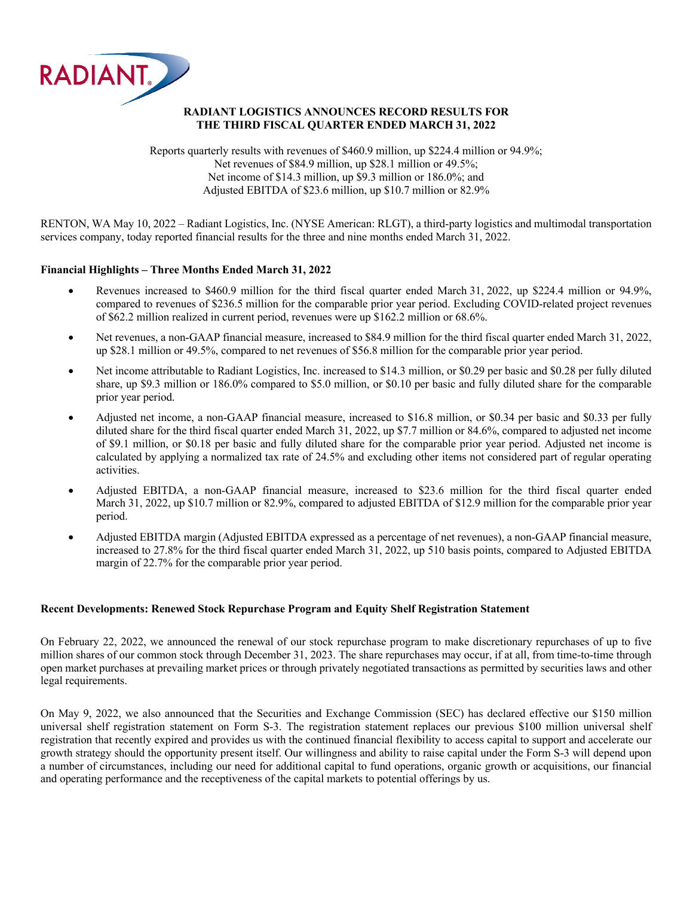# RADIANT LOGISTICS ANNOUNCES RECORD RESULTS FOR THE THIRD FISCAL QUARTER ENDED MARCH 31, 2022

Reports quarterly results with revenues of $460.9 million, up $224.4 million or 94.9%;
Net revenues of $84.9 million, up $28.1 million or 49.5%;
Net income of $14.3 million, up $9.3 million or 186.0%; and
Adjusted EBITDA of $23.6 million, up $10.7 million or 82.9%

RENTON, WA May 10, 2022 – Radiant Logistics, Inc. (NYSE American: RLGT), a third-party logistics and multimodal transportation services company, today reported financial results for the three and nine months ended March 31, 2022.

**Financial Highlights – Three Months Ended March 31, 2022**

- Revenues increased to $460.9 million for the third fiscal quarter ended March 31, 2022, up $224.4 million or 94.9%, compared to revenues of $236.5 million for the comparable prior year period. Excluding COVID-related project revenues of $62.2 million realized in current period, revenues were up $162.2 million or 68.6%.
- Net revenues, a non-GAAP financial measure, increased to $84.9 million for the third fiscal quarter ended March 31, 2022, up $28.1 million or 49.5%, compared to net revenues of $56.8 million for the comparable prior year period.
- Net income attributable to Radiant Logistics, Inc. increased to $14.3 million, or $0.29 per basic and $0.28 per fully diluted share, up $9.3 million or 186.0% compared to $5.0 million, or $0.10 per basic and fully diluted share for the comparable prior year period.
- Adjusted net income, a non-GAAP financial measure, increased to $16.8 million, or $0.34 per basic and $0.33 per fully diluted share for the third fiscal quarter ended March 31, 2022, up $7.7 million or 84.6%, compared to adjusted net income of $9.1 million, or $0.18 per basic and fully diluted share for the comparable prior year period. Adjusted net income is calculated by applying a normalized tax rate of 24.5% and excluding other items not considered part of regular operating activities.
- Adjusted EBITDA, a non-GAAP financial measure, increased to $23.6 million for the third fiscal quarter ended March 31, 2022, up $10.7 million or 82.9%, compared to adjusted EBITDA of $12.9 million for the comparable prior year period.
- Adjusted EBITDA margin (Adjusted EBITDA expressed as a percentage of net revenues), a non-GAAP financial measure, increased to 27.8% for the third fiscal quarter ended March 31, 2022, up 510 basis points, compared to Adjusted EBITDA margin of 22.7% for the comparable prior year period.

**Recent Developments: Renewed Stock Repurchase Program and Equity Shelf Registration Statement**

On February 22, 2022, we announced the renewal of our stock repurchase program to make discretionary repurchases of up to five million shares of our common stock through December 31, 2023. The share repurchases may occur, if at all, from time-to-time through open market purchases at prevailing market prices or through privately negotiated transactions as permitted by securities laws and other legal requirements.

On May 9, 2022, we also announced that the Securities and Exchange Commission (SEC) has declared effective our $150 million universal shelf registration statement on Form S-3. The registration statement replaces our previous $100 million universal shelf registration that recently expired and provides us with the continued financial flexibility to access capital to support and accelerate our growth strategy should the opportunity present itself. Our willingness and ability to raise capital under the Form S-3 will depend upon a number of circumstances, including our need for additional capital to fund operations, organic growth or acquisitions, our financial and operating performance and the receptiveness of the capital markets to potential offerings by us.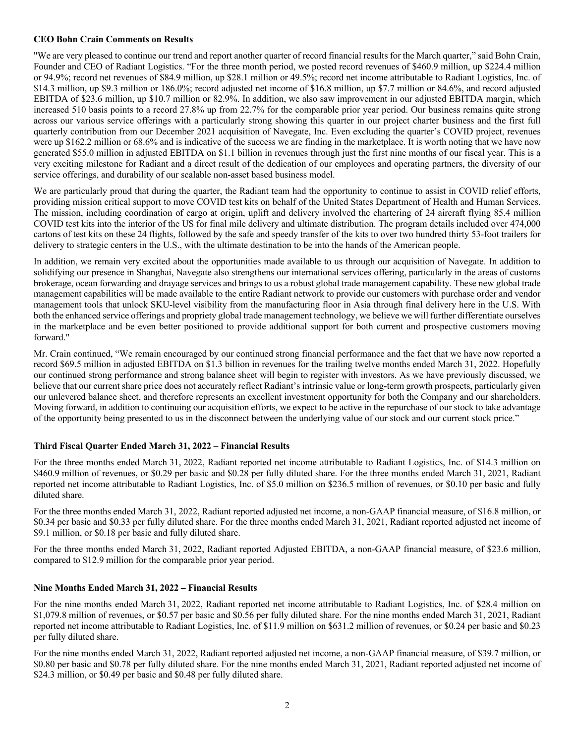**CEO Bohn Crain Comments on Results**

"We are very pleased to continue our trend and report another quarter of record financial results for the March quarter," said Bohn Crain, Founder and CEO of Radiant Logistics. "For the three month period, we posted record revenues of $460.9 million, up $224.4 million or 94.9%; record net revenues of $84.9 million, up $28.1 million or 49.5%; record net income attributable to Radiant Logistics, Inc. of $14.3 million, up $9.3 million or 186.0%; record adjusted net income of $16.8 million, up $7.7 million or 84.6%, and record adjusted EBITDA of $23.6 million, up $10.7 million or 82.9%. In addition, we also saw improvement in our adjusted EBITDA margin, which increased 510 basis points to a record 27.8% up from 22.7% for the comparable prior year period. Our business remains quite strong across our various service offerings with a particularly strong showing this quarter in our project charter business and the first full quarterly contribution from our December 2021 acquisition of Navegate, Inc. Even excluding the quarter's COVID project, revenues were up $162.2 million or 68.6% and is indicative of the success we are finding in the marketplace. It is worth noting that we have now generated $55.0 million in adjusted EBITDA on $1.1 billion in revenues through just the first nine months of our fiscal year. This is a very exciting milestone for Radiant and a direct result of the dedication of our employees and operating partners, the diversity of our service offerings, and durability of our scalable non-asset based business model.

We are particularly proud that during the quarter, the Radiant team had the opportunity to continue to assist in COVID relief efforts, providing mission critical support to move COVID test kits on behalf of the United States Department of Health and Human Services. The mission, including coordination of cargo at origin, uplift and delivery involved the chartering of 24 aircraft flying 85.4 million COVID test kits into the interior of the US for final mile delivery and ultimate distribution. The program details included over 474,000 cartons of test kits on these 24 flights, followed by the safe and speedy transfer of the kits to over two hundred thirty 53-foot trailers for delivery to strategic centers in the U.S., with the ultimate destination to be into the hands of the American people.

In addition, we remain very excited about the opportunities made available to us through our acquisition of Navegate. In addition to solidifying our presence in Shanghai, Navegate also strengthens our international services offering, particularly in the areas of customs brokerage, ocean forwarding and drayage services and brings to us a robust global trade management capability. These new global trade management capabilities will be made available to the entire Radiant network to provide our customers with purchase order and vendor management tools that unlock SKU-level visibility from the manufacturing floor in Asia through final delivery here in the U.S. With both the enhanced service offerings and propriety global trade management technology, we believe we will further differentiate ourselves in the marketplace and be even better positioned to provide additional support for both current and prospective customers moving forward."

Mr. Crain continued, "We remain encouraged by our continued strong financial performance and the fact that we have now reported a record $69.5 million in adjusted EBITDA on $1.3 billion in revenues for the trailing twelve months ended March 31, 2022. Hopefully our continued strong performance and strong balance sheet will begin to register with investors. As we have previously discussed, we believe that our current share price does not accurately reflect Radiant's intrinsic value or long-term growth prospects, particularly given our unlevered balance sheet, and therefore represents an excellent investment opportunity for both the Company and our shareholders. Moving forward, in addition to continuing our acquisition efforts, we expect to be active in the repurchase of our stock to take advantage of the opportunity being presented to us in the disconnect between the underlying value of our stock and our current stock price."

**Third Fiscal Quarter Ended March 31, 2022 – Financial Results**

For the three months ended March 31, 2022, Radiant reported net income attributable to Radiant Logistics, Inc. of $14.3 million on $460.9 million of revenues, or $0.29 per basic and $0.28 per fully diluted share. For the three months ended March 31, 2021, Radiant reported net income attributable to Radiant Logistics, Inc. of $5.0 million on $236.5 million of revenues, or $0.10 per basic and fully diluted share.

For the three months ended March 31, 2022, Radiant reported adjusted net income, a non-GAAP financial measure, of $16.8 million, or $0.34 per basic and $0.33 per fully diluted share. For the three months ended March 31, 2021, Radiant reported adjusted net income of $9.1 million, or $0.18 per basic and fully diluted share.

For the three months ended March 31, 2022, Radiant reported Adjusted EBITDA, a non-GAAP financial measure, of $23.6 million, compared to $12.9 million for the comparable prior year period.

**Nine Months Ended March 31, 2022 – Financial Results**

For the nine months ended March 31, 2022, Radiant reported net income attributable to Radiant Logistics, Inc. of $28.4 million on $1,079.8 million of revenues, or $0.57 per basic and $0.56 per fully diluted share. For the nine months ended March 31, 2021, Radiant reported net income attributable to Radiant Logistics, Inc. of $11.9 million on $631.2 million of revenues, or $0.24 per basic and $0.23 per fully diluted share.

For the nine months ended March 31, 2022, Radiant reported adjusted net income, a non-GAAP financial measure, of $39.7 million, or $0.80 per basic and $0.78 per fully diluted share. For the nine months ended March 31, 2021, Radiant reported adjusted net income of $24.3 million, or $0.49 per basic and $0.48 per fully diluted share.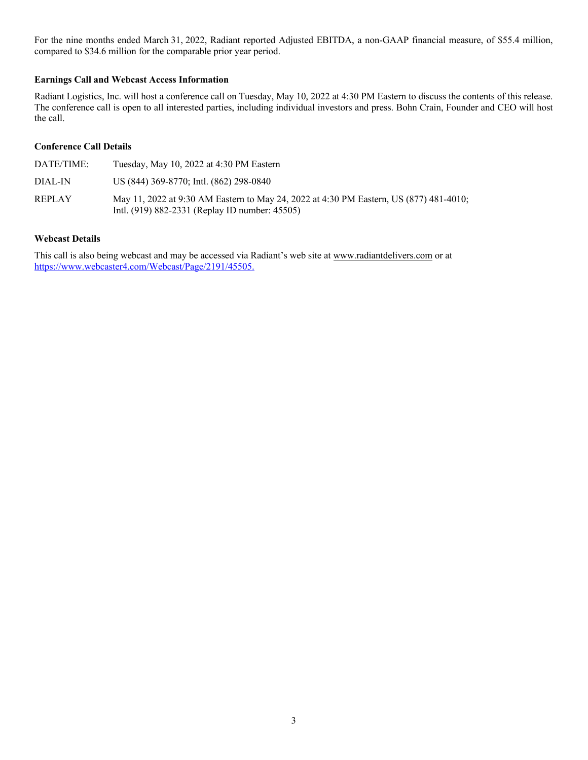For the nine months ended March 31, 2022, Radiant reported Adjusted EBITDA, a non-GAAP financial measure, of $55.4 million, compared to $34.6 million for the comparable prior year period.

**Earnings Call and Webcast Access Information**

Radiant Logistics, Inc. will host a conference call on Tuesday, May 10, 2022 at 4:30 PM Eastern to discuss the contents of this release. The conference call is open to all interested parties, including individual investors and press. Bohn Crain, Founder and CEO will host the call.

**Conference Call Details**

| | |
|---|---|
| DATE/TIME: | Tuesday, May 10, 2022 at 4:30 PM Eastern |
| DIAL-IN | US (844) 369-8770; Intl. (862) 298-0840 |
| REPLAY | May 11, 2022 at 9:30 AM Eastern to May 24, 2022 at 4:30 PM Eastern, US (877) 481-4010; Intl. (919) 882-2331 (Replay ID number: 45505) |

**Webcast Details**

This call is also being webcast and may be accessed via Radiant's web site at www.radiantdelivers.com or at https://www.webcaster4.com/Webcast/Page/2191/45505.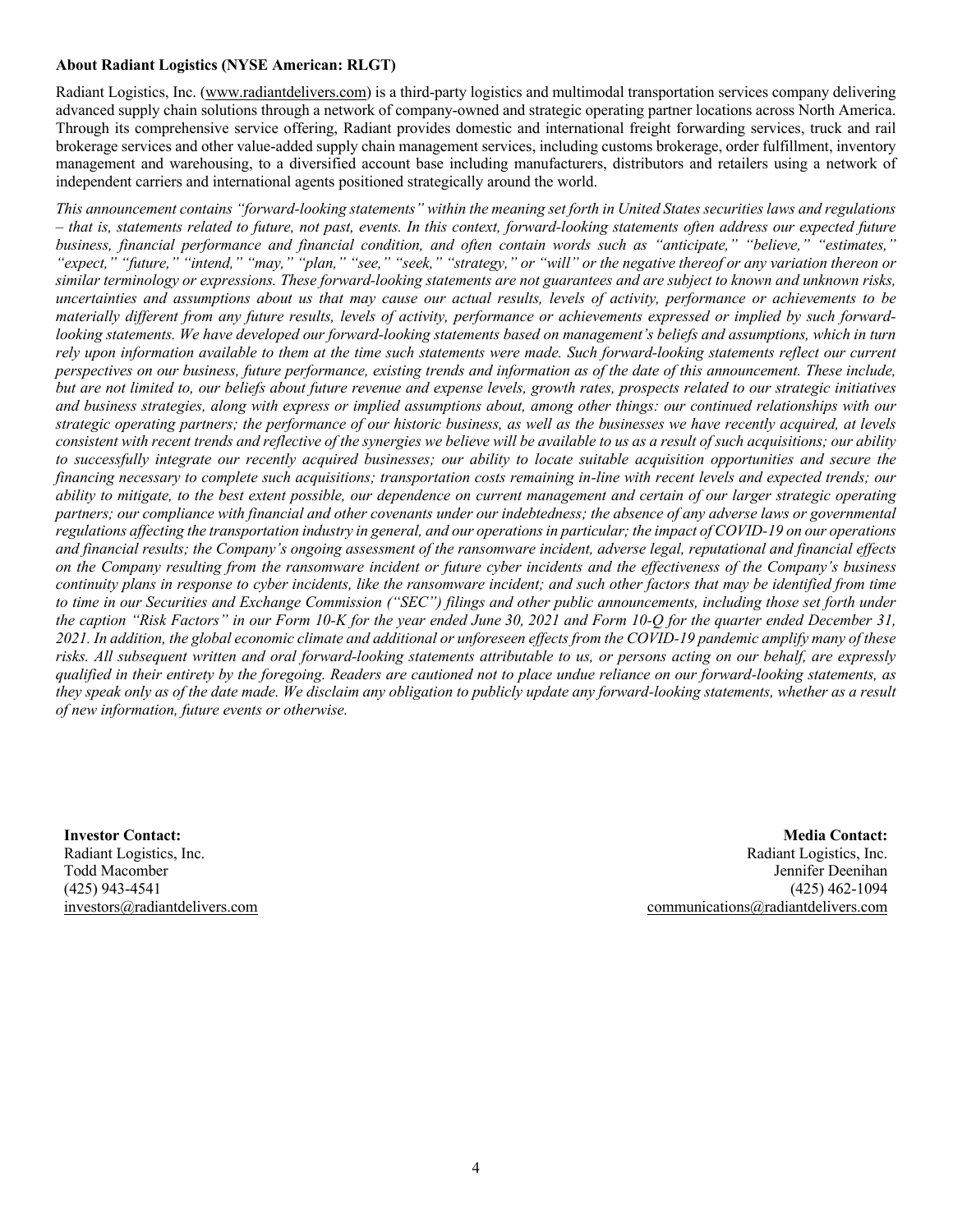**About Radiant Logistics (NYSE American: RLGT)**

Radiant Logistics, Inc. (www.radiantdelivers.com) is a third-party logistics and multimodal transportation services company delivering advanced supply chain solutions through a network of company-owned and strategic operating partner locations across North America. Through its comprehensive service offering, Radiant provides domestic and international freight forwarding services, truck and rail brokerage services and other value-added supply chain management services, including customs brokerage, order fulfillment, inventory management and warehousing, to a diversified account base including manufacturers, distributors and retailers using a network of independent carriers and international agents positioned strategically around the world.

*This announcement contains "forward-looking statements" within the meaning set forth in United States securities laws and regulations – that is, statements related to future, not past, events. In this context, forward-looking statements often address our expected future business, financial performance and financial condition, and often contain words such as "anticipate," "believe," "estimates," "expect," "future," "intend," "may," "plan," "see," "seek," "strategy," or "will" or the negative thereof or any variation thereon or similar terminology or expressions. These forward-looking statements are not guarantees and are subject to known and unknown risks, uncertainties and assumptions about us that may cause our actual results, levels of activity, performance or achievements to be materially different from any future results, levels of activity, performance or achievements expressed or implied by such forward-looking statements. We have developed our forward-looking statements based on management's beliefs and assumptions, which in turn rely upon information available to them at the time such statements were made. Such forward-looking statements reflect our current perspectives on our business, future performance, existing trends and information as of the date of this announcement. These include, but are not limited to, our beliefs about future revenue and expense levels, growth rates, prospects related to our strategic initiatives and business strategies, along with express or implied assumptions about, among other things: our continued relationships with our strategic operating partners; the performance of our historic business, as well as the businesses we have recently acquired, at levels consistent with recent trends and reflective of the synergies we believe will be available to us as a result of such acquisitions; our ability to successfully integrate our recently acquired businesses; our ability to locate suitable acquisition opportunities and secure the financing necessary to complete such acquisitions; transportation costs remaining in-line with recent levels and expected trends; our ability to mitigate, to the best extent possible, our dependence on current management and certain of our larger strategic operating partners; our compliance with financial and other covenants under our indebtedness; the absence of any adverse laws or governmental regulations affecting the transportation industry in general, and our operations in particular; the impact of COVID-19 on our operations and financial results; the Company's ongoing assessment of the ransomware incident, adverse legal, reputational and financial effects on the Company resulting from the ransomware incident or future cyber incidents and the effectiveness of the Company's business continuity plans in response to cyber incidents, like the ransomware incident; and such other factors that may be identified from time to time in our Securities and Exchange Commission ("SEC") filings and other public announcements, including those set forth under the caption "Risk Factors" in our Form 10-K for the year ended June 30, 2021 and Form 10-Q for the quarter ended December 31, 2021. In addition, the global economic climate and additional or unforeseen effects from the COVID-19 pandemic amplify many of these risks. All subsequent written and oral forward-looking statements attributable to us, or persons acting on our behalf, are expressly qualified in their entirety by the foregoing. Readers are cautioned not to place undue reliance on our forward-looking statements, as they speak only as of the date made. We disclaim any obligation to publicly update any forward-looking statements, whether as a result of new information, future events or otherwise.*

**Investor Contact:**
Radiant Logistics, Inc.
Todd Macomber
(425) 943-4541
investors@radiantdelivers.com

**Media Contact:**
Radiant Logistics, Inc.
Jennifer Deenihan
(425) 462-1094
communications@radiantdelivers.com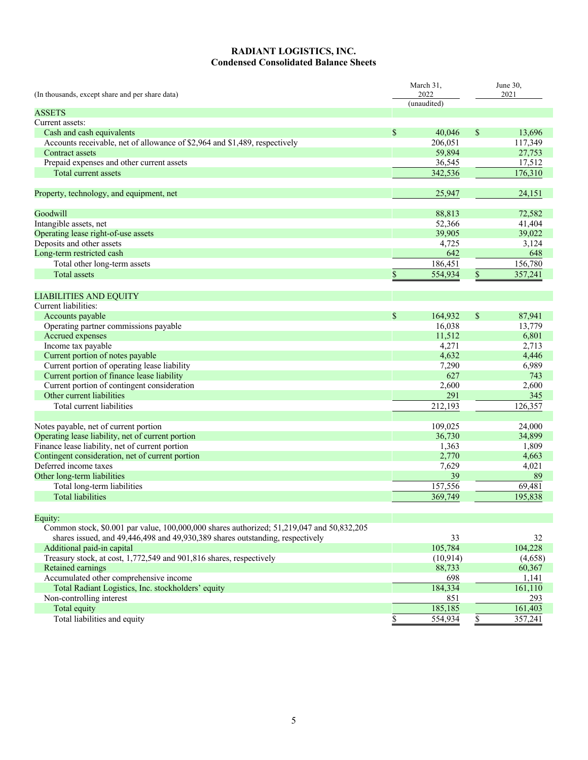# RADIANT LOGISTICS, INC.
## Condensed Consolidated Balance Sheets

| (In thousands, except share and per share data) | March 31, 2022 (unaudited) | June 30, 2021 |
|---|---|---|
| ASSETS | | |
| Current assets: | | |
| Cash and cash equivalents | $ 40,046 | $ 13,696 |
| Accounts receivable, net of allowance of $2,964 and $1,489, respectively | 206,051 | 117,349 |
| Contract assets | 59,894 | 27,753 |
| Prepaid expenses and other current assets | 36,545 | 17,512 |
| Total current assets | 342,536 | 176,310 |
| | | |
| Property, technology, and equipment, net | 25,947 | 24,151 |
| | | |
| Goodwill | 88,813 | 72,582 |
| Intangible assets, net | 52,366 | 41,404 |
| Operating lease right-of-use assets | 39,905 | 39,022 |
| Deposits and other assets | 4,725 | 3,124 |
| Long-term restricted cash | 642 | 648 |
| Total other long-term assets | 186,451 | 156,780 |
| Total assets | $ 554,934 | $ 357,241 |
| | | |
| LIABILITIES AND EQUITY | | |
| Current liabilities: | | |
| Accounts payable | $ 164,932 | $ 87,941 |
| Operating partner commissions payable | 16,038 | 13,779 |
| Accrued expenses | 11,512 | 6,801 |
| Income tax payable | 4,271 | 2,713 |
| Current portion of notes payable | 4,632 | 4,446 |
| Current portion of operating lease liability | 7,290 | 6,989 |
| Current portion of finance lease liability | 627 | 743 |
| Current portion of contingent consideration | 2,600 | 2,600 |
| Other current liabilities | 291 | 345 |
| Total current liabilities | 212,193 | 126,357 |
| | | |
| Notes payable, net of current portion | 109,025 | 24,000 |
| Operating lease liability, net of current portion | 36,730 | 34,899 |
| Finance lease liability, net of current portion | 1,363 | 1,809 |
| Contingent consideration, net of current portion | 2,770 | 4,663 |
| Deferred income taxes | 7,629 | 4,021 |
| Other long-term liabilities | 39 | 89 |
| Total long-term liabilities | 157,556 | 69,481 |
| Total liabilities | 369,749 | 195,838 |
| | | |
| Equity: | | |
| Common stock, $0.001 par value, 100,000,000 shares authorized; 51,219,047 and 50,832,205 shares issued, and 49,446,498 and 49,930,389 shares outstanding, respectively | 33 | 32 |
| Additional paid-in capital | 105,784 | 104,228 |
| Treasury stock, at cost, 1,772,549 and 901,816 shares, respectively | (10,914) | (4,658) |
| Retained earnings | 88,733 | 60,367 |
| Accumulated other comprehensive income | 698 | 1,141 |
| Total Radiant Logistics, Inc. stockholders' equity | 184,334 | 161,110 |
| Non-controlling interest | 851 | 293 |
| Total equity | 185,185 | 161,403 |
| Total liabilities and equity | $ 554,934 | $ 357,241 |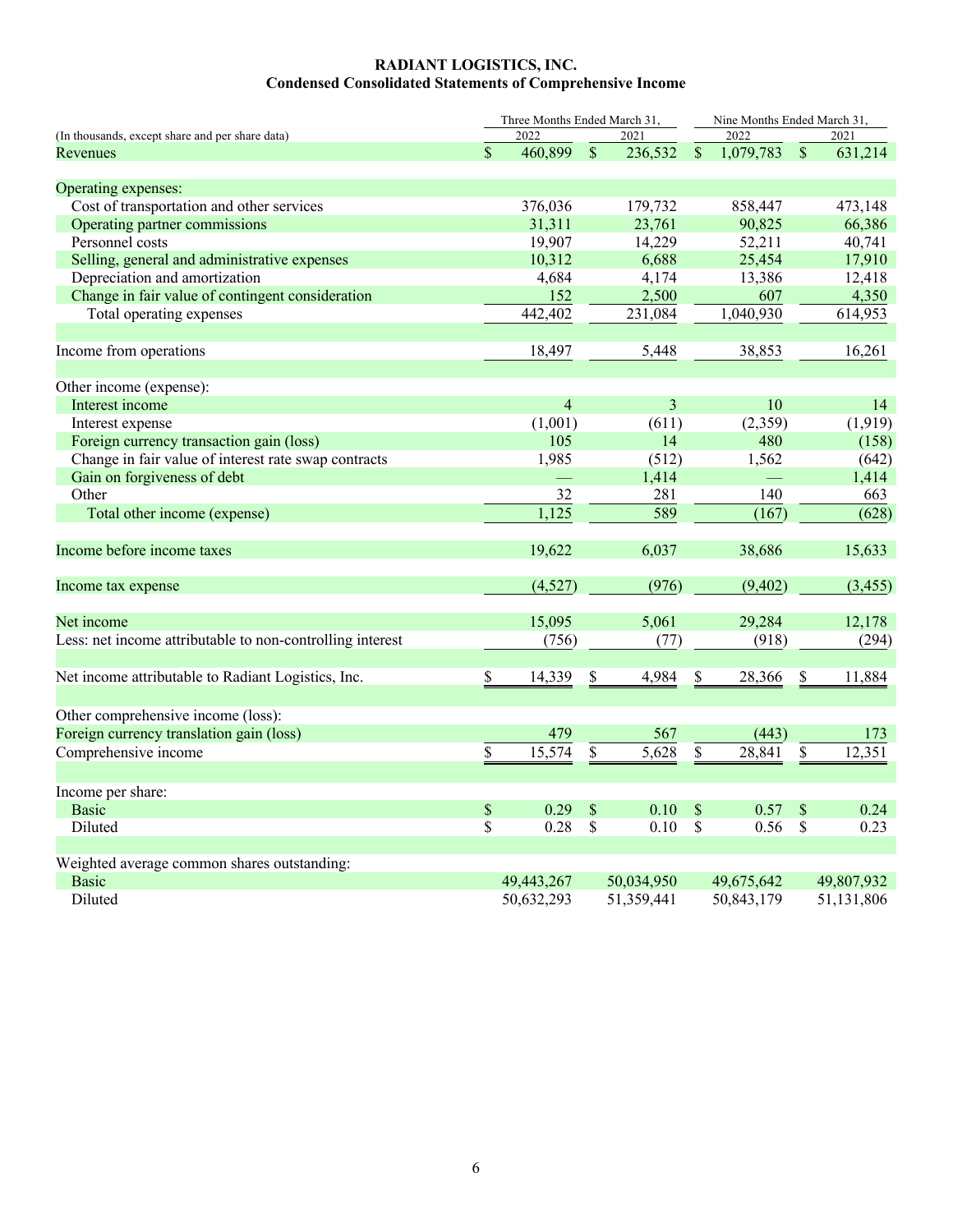# RADIANT LOGISTICS, INC.
## Condensed Consolidated Statements of Comprehensive Income

| (In thousands, except share and per share data) | Three Months Ended March 31, 2022 | Three Months Ended March 31, 2021 | Nine Months Ended March 31, 2022 | Nine Months Ended March 31, 2021 |
|---|---|---|---|---|
| Revenues | $ 460,899 | $ 236,532 | $ 1,079,783 | $ 631,214 |
| Operating expenses: | | | | |
| Cost of transportation and other services | 376,036 | 179,732 | 858,447 | 473,148 |
| Operating partner commissions | 31,311 | 23,761 | 90,825 | 66,386 |
| Personnel costs | 19,907 | 14,229 | 52,211 | 40,741 |
| Selling, general and administrative expenses | 10,312 | 6,688 | 25,454 | 17,910 |
| Depreciation and amortization | 4,684 | 4,174 | 13,386 | 12,418 |
| Change in fair value of contingent consideration | 152 | 2,500 | 607 | 4,350 |
| Total operating expenses | 442,402 | 231,084 | 1,040,930 | 614,953 |
| Income from operations | 18,497 | 5,448 | 38,853 | 16,261 |
| Other income (expense): | | | | |
| Interest income | 4 | 3 | 10 | 14 |
| Interest expense | (1,001) | (611) | (2,359) | (1,919) |
| Foreign currency transaction gain (loss) | 105 | 14 | 480 | (158) |
| Change in fair value of interest rate swap contracts | 1,985 | (512) | 1,562 | (642) |
| Gain on forgiveness of debt | — | 1,414 | — | 1,414 |
| Other | 32 | 281 | 140 | 663 |
| Total other income (expense) | 1,125 | 589 | (167) | (628) |
| Income before income taxes | 19,622 | 6,037 | 38,686 | 15,633 |
| Income tax expense | (4,527) | (976) | (9,402) | (3,455) |
| Net income | 15,095 | 5,061 | 29,284 | 12,178 |
| Less: net income attributable to non-controlling interest | (756) | (77) | (918) | (294) |
| Net income attributable to Radiant Logistics, Inc. | $ 14,339 | $ 4,984 | $ 28,366 | $ 11,884 |
| Other comprehensive income (loss): | | | | |
| Foreign currency translation gain (loss) | 479 | 567 | (443) | 173 |
| Comprehensive income | $ 15,574 | $ 5,628 | $ 28,841 | $ 12,351 |
| Income per share: | | | | |
| Basic | $ 0.29 | $ 0.10 | $ 0.57 | $ 0.24 |
| Diluted | $ 0.28 | $ 0.10 | $ 0.56 | $ 0.23 |
| Weighted average common shares outstanding: | | | | |
| Basic | 49,443,267 | 50,034,950 | 49,675,642 | 49,807,932 |
| Diluted | 50,632,293 | 51,359,441 | 50,843,179 | 51,131,806 |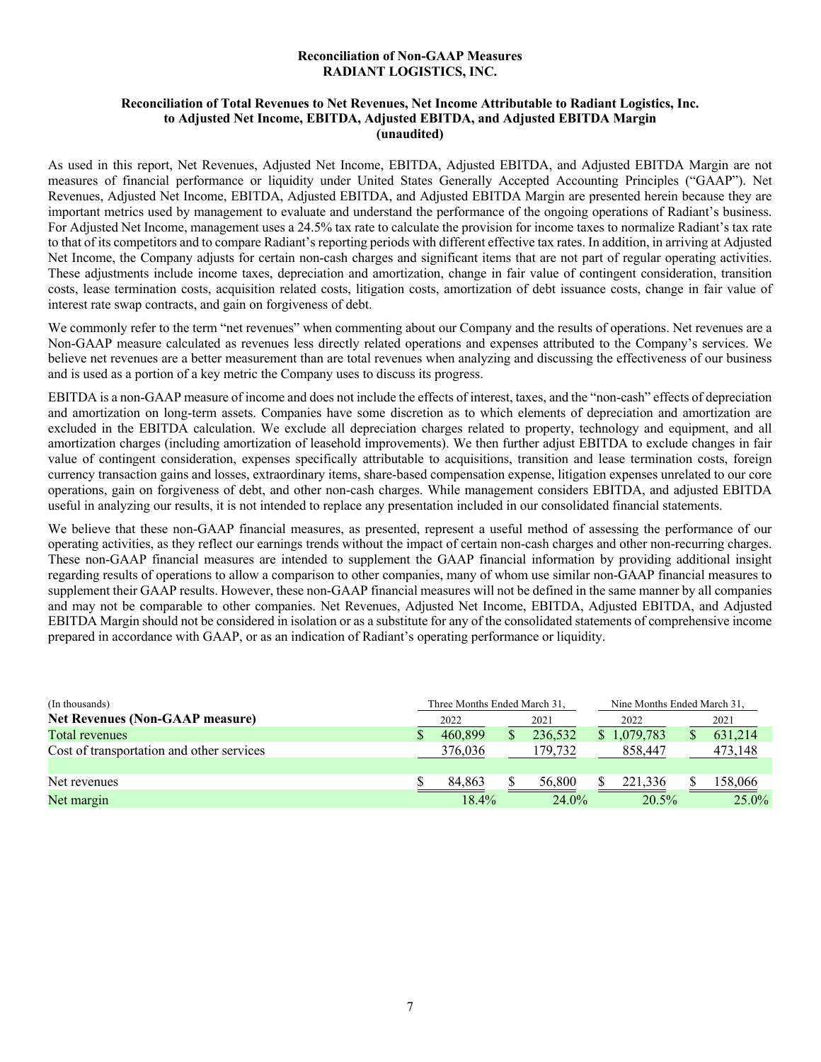## Reconciliation of Non-GAAP Measures
## RADIANT LOGISTICS, INC.

### Reconciliation of Total Revenues to Net Revenues, Net Income Attributable to Radiant Logistics, Inc. to Adjusted Net Income, EBITDA, Adjusted EBITDA, and Adjusted EBITDA Margin (unaudited)

As used in this report, Net Revenues, Adjusted Net Income, EBITDA, Adjusted EBITDA, and Adjusted EBITDA Margin are not measures of financial performance or liquidity under United States Generally Accepted Accounting Principles ("GAAP"). Net Revenues, Adjusted Net Income, EBITDA, Adjusted EBITDA, and Adjusted EBITDA Margin are presented herein because they are important metrics used by management to evaluate and understand the performance of the ongoing operations of Radiant's business. For Adjusted Net Income, management uses a 24.5% tax rate to calculate the provision for income taxes to normalize Radiant's tax rate to that of its competitors and to compare Radiant's reporting periods with different effective tax rates. In addition, in arriving at Adjusted Net Income, the Company adjusts for certain non-cash charges and significant items that are not part of regular operating activities. These adjustments include income taxes, depreciation and amortization, change in fair value of contingent consideration, transition costs, lease termination costs, acquisition related costs, litigation costs, amortization of debt issuance costs, change in fair value of interest rate swap contracts, and gain on forgiveness of debt.

We commonly refer to the term "net revenues" when commenting about our Company and the results of operations. Net revenues are a Non-GAAP measure calculated as revenues less directly related operations and expenses attributed to the Company's services. We believe net revenues are a better measurement than are total revenues when analyzing and discussing the effectiveness of our business and is used as a portion of a key metric the Company uses to discuss its progress.

EBITDA is a non-GAAP measure of income and does not include the effects of interest, taxes, and the "non-cash" effects of depreciation and amortization on long-term assets. Companies have some discretion as to which elements of depreciation and amortization are excluded in the EBITDA calculation. We exclude all depreciation charges related to property, technology and equipment, and all amortization charges (including amortization of leasehold improvements). We then further adjust EBITDA to exclude changes in fair value of contingent consideration, expenses specifically attributable to acquisitions, transition and lease termination costs, foreign currency transaction gains and losses, extraordinary items, share-based compensation expense, litigation expenses unrelated to our core operations, gain on forgiveness of debt, and other non-cash charges. While management considers EBITDA, and adjusted EBITDA useful in analyzing our results, it is not intended to replace any presentation included in our consolidated financial statements.

We believe that these non-GAAP financial measures, as presented, represent a useful method of assessing the performance of our operating activities, as they reflect our earnings trends without the impact of certain non-cash charges and other non-recurring charges. These non-GAAP financial measures are intended to supplement the GAAP financial information by providing additional insight regarding results of operations to allow a comparison to other companies, many of whom use similar non-GAAP financial measures to supplement their GAAP results. However, these non-GAAP financial measures will not be defined in the same manner by all companies and may not be comparable to other companies. Net Revenues, Adjusted Net Income, EBITDA, Adjusted EBITDA, and Adjusted EBITDA Margin should not be considered in isolation or as a substitute for any of the consolidated statements of comprehensive income prepared in accordance with GAAP, or as an indication of Radiant's operating performance or liquidity.

| (In thousands) | Three Months Ended March 31, | | Nine Months Ended March 31, | |
|---|---|---|---|---|
| **Net Revenues (Non-GAAP measure)** | 2022 | 2021 | 2022 | 2021 |
| Total revenues | $ 460,899 | $ 236,532 | $ 1,079,783 | $ 631,214 |
| Cost of transportation and other services | 376,036 | 179,732 | 858,447 | 473,148 |
| | | | | |
| Net revenues | $ 84,863 | $ 56,800 | $ 221,336 | $ 158,066 |
| Net margin | 18.4% | 24.0% | 20.5% | 25.0% |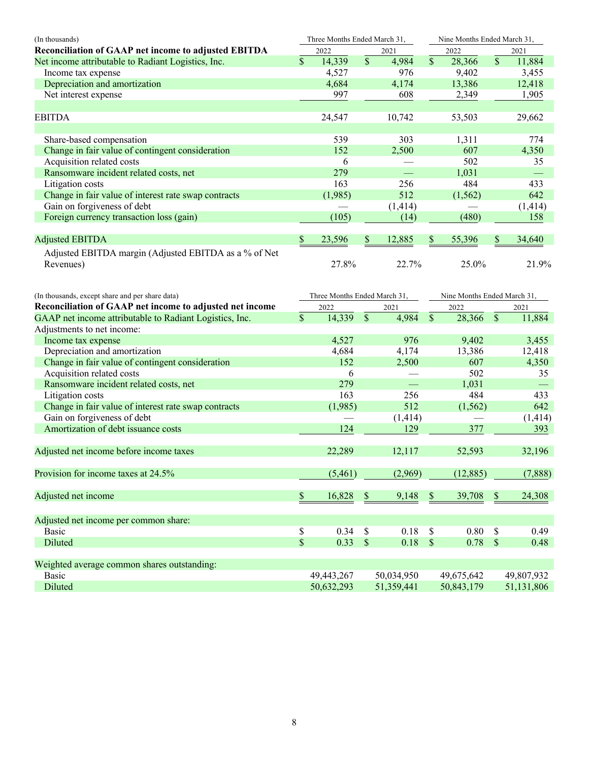| (In thousands) | Three Months Ended March 31, | | Nine Months Ended March 31, | |
|---|---|---|---|---|
| **Reconciliation of GAAP net income to adjusted EBITDA** | 2022 | 2021 | 2022 | 2021 |
| Net income attributable to Radiant Logistics, Inc. | $ 14,339 | $ 4,984 | $ 28,366 | $ 11,884 |
| Income tax expense | 4,527 | 976 | 9,402 | 3,455 |
| Depreciation and amortization | 4,684 | 4,174 | 13,386 | 12,418 |
| Net interest expense | 997 | 608 | 2,349 | 1,905 |
| EBITDA | 24,547 | 10,742 | 53,503 | 29,662 |
| Share-based compensation | 539 | 303 | 1,311 | 774 |
| Change in fair value of contingent consideration | 152 | 2,500 | 607 | 4,350 |
| Acquisition related costs | 6 | — | 502 | 35 |
| Ransomware incident related costs, net | 279 | — | 1,031 | — |
| Litigation costs | 163 | 256 | 484 | 433 |
| Change in fair value of interest rate swap contracts | (1,985) | 512 | (1,562) | 642 |
| Gain on forgiveness of debt | — | (1,414) | — | (1,414) |
| Foreign currency transaction loss (gain) | (105) | (14) | (480) | 158 |
| Adjusted EBITDA | $ 23,596 | $ 12,885 | $ 55,396 | $ 34,640 |
| Adjusted EBITDA margin (Adjusted EBITDA as a % of Net Revenues) | 27.8% | 22.7% | 25.0% | 21.9% |

| (In thousands, except share and per share data) | Three Months Ended March 31, | | Nine Months Ended March 31, | |
|---|---|---|---|---|
| **Reconciliation of GAAP net income to adjusted net income** | 2022 | 2021 | 2022 | 2021 |
| GAAP net income attributable to Radiant Logistics, Inc. | $ 14,339 | $ 4,984 | $ 28,366 | $ 11,884 |
| Adjustments to net income: | | | | |
| Income tax expense | 4,527 | 976 | 9,402 | 3,455 |
| Depreciation and amortization | 4,684 | 4,174 | 13,386 | 12,418 |
| Change in fair value of contingent consideration | 152 | 2,500 | 607 | 4,350 |
| Acquisition related costs | 6 | — | 502 | 35 |
| Ransomware incident related costs, net | 279 | — | 1,031 | — |
| Litigation costs | 163 | 256 | 484 | 433 |
| Change in fair value of interest rate swap contracts | (1,985) | 512 | (1,562) | 642 |
| Gain on forgiveness of debt | — | (1,414) | — | (1,414) |
| Amortization of debt issuance costs | 124 | 129 | 377 | 393 |
| Adjusted net income before income taxes | 22,289 | 12,117 | 52,593 | 32,196 |
| Provision for income taxes at 24.5% | (5,461) | (2,969) | (12,885) | (7,888) |
| Adjusted net income | $ 16,828 | $ 9,148 | $ 39,708 | $ 24,308 |
| Adjusted net income per common share: | | | | |
| Basic | $ 0.34 | $ 0.18 | $ 0.80 | $ 0.49 |
| Diluted | $ 0.33 | $ 0.18 | $ 0.78 | $ 0.48 |
| Weighted average common shares outstanding: | | | | |
| Basic | 49,443,267 | 50,034,950 | 49,675,642 | 49,807,932 |
| Diluted | 50,632,293 | 51,359,441 | 50,843,179 | 51,131,806 |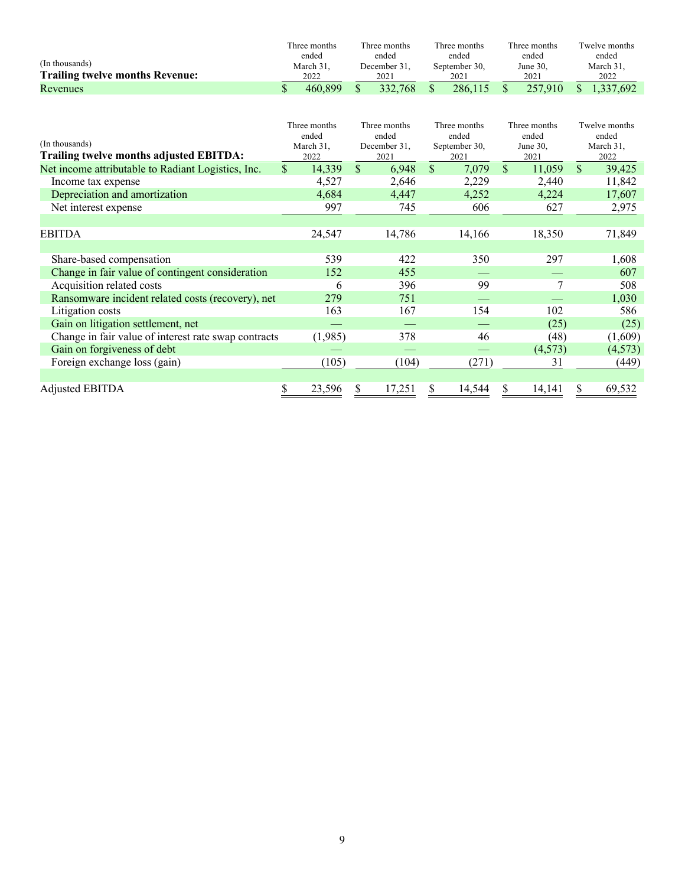| (In thousands) **Trailing twelve months Revenue:** | Three months ended March 31, 2022 | Three months ended December 31, 2021 | Three months ended September 30, 2021 | Three months ended June 30, 2021 | Twelve months ended March 31, 2022 |
|---|---|---|---|---|---|
| Revenues | $ 460,899 | $ 332,768 | $ 286,115 | $ 257,910 | $ 1,337,692 |

| (In thousands) **Trailing twelve months adjusted EBITDA:** | Three months ended March 31, 2022 | Three months ended December 31, 2021 | Three months ended September 30, 2021 | Three months ended June 30, 2021 | Twelve months ended March 31, 2022 |
|---|---|---|---|---|---|
| Net income attributable to Radiant Logistics, Inc. | $ 14,339 | $ 6,948 | $ 7,079 | $ 11,059 | $ 39,425 |
| Income tax expense | 4,527 | 2,646 | 2,229 | 2,440 | 11,842 |
| Depreciation and amortization | 4,684 | 4,447 | 4,252 | 4,224 | 17,607 |
| Net interest expense | 997 | 745 | 606 | 627 | 2,975 |
| | | | | | |
| EBITDA | 24,547 | 14,786 | 14,166 | 18,350 | 71,849 |
| | | | | | |
| Share-based compensation | 539 | 422 | 350 | 297 | 1,608 |
| Change in fair value of contingent consideration | 152 | 455 | — | — | 607 |
| Acquisition related costs | 6 | 396 | 99 | 7 | 508 |
| Ransomware incident related costs (recovery), net | 279 | 751 | — | — | 1,030 |
| Litigation costs | 163 | 167 | 154 | 102 | 586 |
| Gain on litigation settlement, net | — | — | — | (25) | (25) |
| Change in fair value of interest rate swap contracts | (1,985) | 378 | 46 | (48) | (1,609) |
| Gain on forgiveness of debt | — | — | — | (4,573) | (4,573) |
| Foreign exchange loss (gain) | (105) | (104) | (271) | 31 | (449) |
| | | | | | |
| Adjusted EBITDA | $ 23,596 | $ 17,251 | $ 14,544 | $ 14,141 | $ 69,532 |